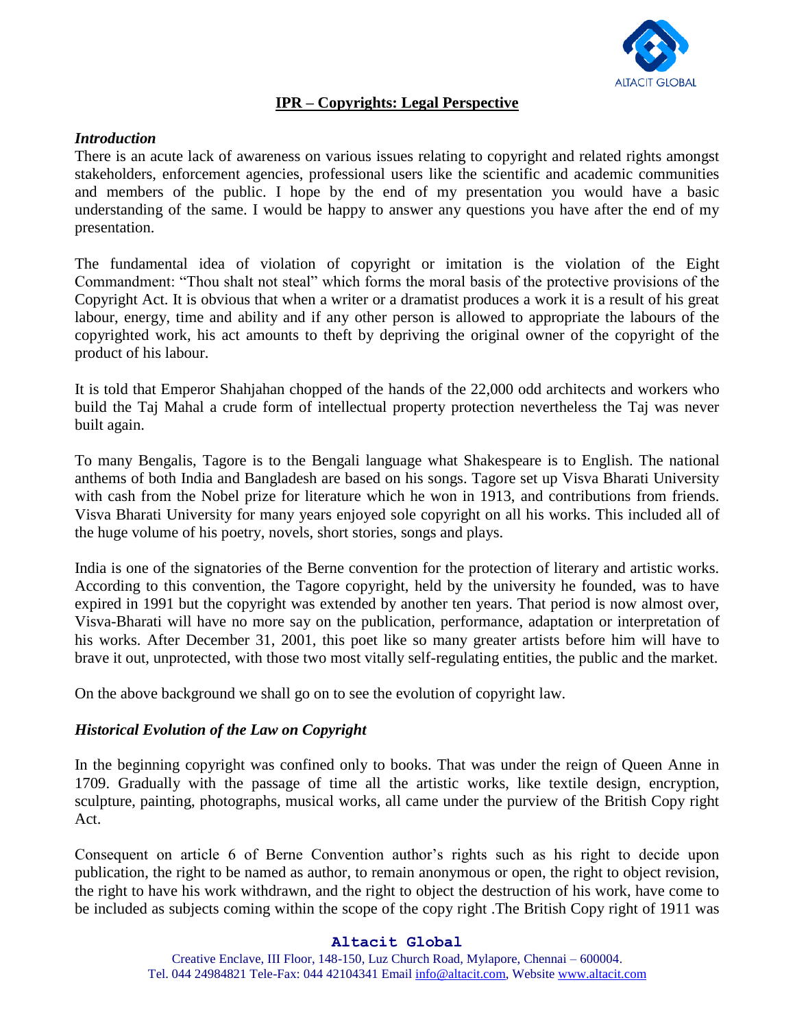# IPR – Copyrights: Legal Perspective

***Introduction***

There is an acute lack of awareness on various issues relating to copyright and related rights amongst stakeholders, enforcement agencies, professional users like the scientific and academic communities and members of the public. I hope by the end of my presentation you would have a basic understanding of the same. I would be happy to answer any questions you have after the end of my presentation.

The fundamental idea of violation of copyright or imitation is the violation of the Eight Commandment: "Thou shalt not steal" which forms the moral basis of the protective provisions of the Copyright Act. It is obvious that when a writer or a dramatist produces a work it is a result of his great labour, energy, time and ability and if any other person is allowed to appropriate the labours of the copyrighted work, his act amounts to theft by depriving the original owner of the copyright of the product of his labour.

It is told that Emperor Shahjahan chopped of the hands of the 22,000 odd architects and workers who build the Taj Mahal a crude form of intellectual property protection nevertheless the Taj was never built again.

To many Bengalis, Tagore is to the Bengali language what Shakespeare is to English. The national anthems of both India and Bangladesh are based on his songs. Tagore set up Visva Bharati University with cash from the Nobel prize for literature which he won in 1913, and contributions from friends. Visva Bharati University for many years enjoyed sole copyright on all his works. This included all of the huge volume of his poetry, novels, short stories, songs and plays.

India is one of the signatories of the Berne convention for the protection of literary and artistic works. According to this convention, the Tagore copyright, held by the university he founded, was to have expired in 1991 but the copyright was extended by another ten years. That period is now almost over, Visva-Bharati will have no more say on the publication, performance, adaptation or interpretation of his works. After December 31, 2001, this poet like so many greater artists before him will have to brave it out, unprotected, with those two most vitally self-regulating entities, the public and the market.

On the above background we shall go on to see the evolution of copyright law.

***Historical Evolution of the Law on Copyright***

In the beginning copyright was confined only to books. That was under the reign of Queen Anne in 1709. Gradually with the passage of time all the artistic works, like textile design, encryption, sculpture, painting, photographs, musical works, all came under the purview of the British Copy right Act.

Consequent on article 6 of Berne Convention author's rights such as his right to decide upon publication, the right to be named as author, to remain anonymous or open, the right to object revision, the right to have his work withdrawn, and the right to object the destruction of his work, have come to be included as subjects coming within the scope of the copy right .The British Copy right of 1911 was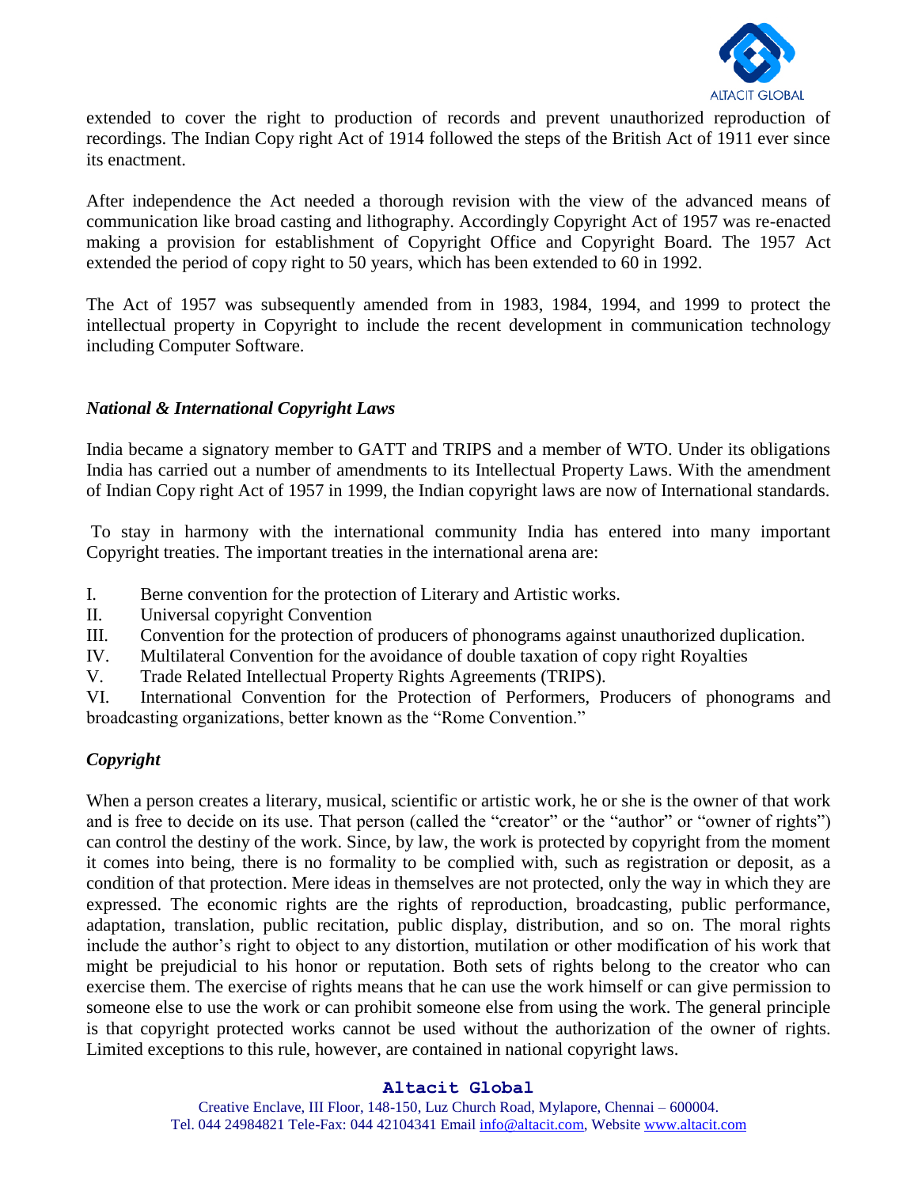extended to cover the right to production of records and prevent unauthorized reproduction of recordings. The Indian Copy right Act of 1914 followed the steps of the British Act of 1911 ever since its enactment.

After independence the Act needed a thorough revision with the view of the advanced means of communication like broad casting and lithography. Accordingly Copyright Act of 1957 was re-enacted making a provision for establishment of Copyright Office and Copyright Board. The 1957 Act extended the period of copy right to 50 years, which has been extended to 60 in 1992.

The Act of 1957 was subsequently amended from in 1983, 1984, 1994, and 1999 to protect the intellectual property in Copyright to include the recent development in communication technology including Computer Software.

### *National & International Copyright Laws*

India became a signatory member to GATT and TRIPS and a member of WTO. Under its obligations India has carried out a number of amendments to its Intellectual Property Laws. With the amendment of Indian Copy right Act of 1957 in 1999, the Indian copyright laws are now of International standards.

To stay in harmony with the international community India has entered into many important Copyright treaties. The important treaties in the international arena are:

I. Berne convention for the protection of Literary and Artistic works.
II. Universal copyright Convention
III. Convention for the protection of producers of phonograms against unauthorized duplication.
IV. Multilateral Convention for the avoidance of double taxation of copy right Royalties
V. Trade Related Intellectual Property Rights Agreements (TRIPS).
VI. International Convention for the Protection of Performers, Producers of phonograms and broadcasting organizations, better known as the "Rome Convention."

### *Copyright*

When a person creates a literary, musical, scientific or artistic work, he or she is the owner of that work and is free to decide on its use. That person (called the "creator" or the "author" or "owner of rights") can control the destiny of the work. Since, by law, the work is protected by copyright from the moment it comes into being, there is no formality to be complied with, such as registration or deposit, as a condition of that protection. Mere ideas in themselves are not protected, only the way in which they are expressed. The economic rights are the rights of reproduction, broadcasting, public performance, adaptation, translation, public recitation, public display, distribution, and so on. The moral rights include the author's right to object to any distortion, mutilation or other modification of his work that might be prejudicial to his honor or reputation. Both sets of rights belong to the creator who can exercise them. The exercise of rights means that he can use the work himself or can give permission to someone else to use the work or can prohibit someone else from using the work. The general principle is that copyright protected works cannot be used without the authorization of the owner of rights. Limited exceptions to this rule, however, are contained in national copyright laws.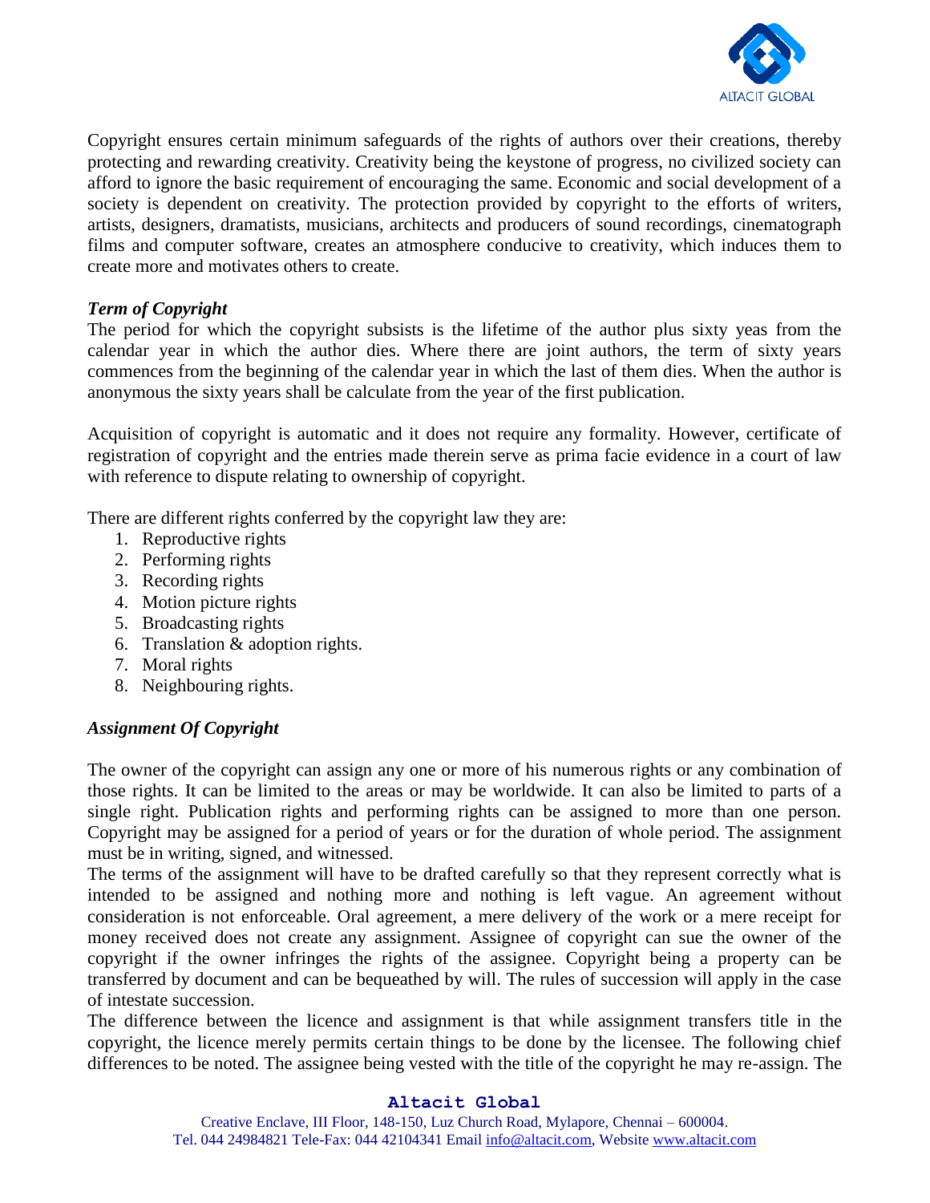Copyright ensures certain minimum safeguards of the rights of authors over their creations, thereby protecting and rewarding creativity. Creativity being the keystone of progress, no civilized society can afford to ignore the basic requirement of encouraging the same. Economic and social development of a society is dependent on creativity. The protection provided by copyright to the efforts of writers, artists, designers, dramatists, musicians, architects and producers of sound recordings, cinematograph films and computer software, creates an atmosphere conducive to creativity, which induces them to create more and motivates others to create.

***Term of Copyright***

The period for which the copyright subsists is the lifetime of the author plus sixty yeas from the calendar year in which the author dies. Where there are joint authors, the term of sixty years commences from the beginning of the calendar year in which the last of them dies. When the author is anonymous the sixty years shall be calculate from the year of the first publication.

Acquisition of copyright is automatic and it does not require any formality. However, certificate of registration of copyright and the entries made therein serve as prima facie evidence in a court of law with reference to dispute relating to ownership of copyright.

There are different rights conferred by the copyright law they are:

1. Reproductive rights
2. Performing rights
3. Recording rights
4. Motion picture rights
5. Broadcasting rights
6. Translation & adoption rights.
7. Moral rights
8. Neighbouring rights.

***Assignment Of Copyright***

The owner of the copyright can assign any one or more of his numerous rights or any combination of those rights. It can be limited to the areas or may be worldwide. It can also be limited to parts of a single right. Publication rights and performing rights can be assigned to more than one person. Copyright may be assigned for a period of years or for the duration of whole period. The assignment must be in writing, signed, and witnessed.

The terms of the assignment will have to be drafted carefully so that they represent correctly what is intended to be assigned and nothing more and nothing is left vague. An agreement without consideration is not enforceable. Oral agreement, a mere delivery of the work or a mere receipt for money received does not create any assignment. Assignee of copyright can sue the owner of the copyright if the owner infringes the rights of the assignee. Copyright being a property can be transferred by document and can be bequeathed by will. The rules of succession will apply in the case of intestate succession.

The difference between the licence and assignment is that while assignment transfers title in the copyright, the licence merely permits certain things to be done by the licensee. The following chief differences to be noted. The assignee being vested with the title of the copyright he may re-assign. The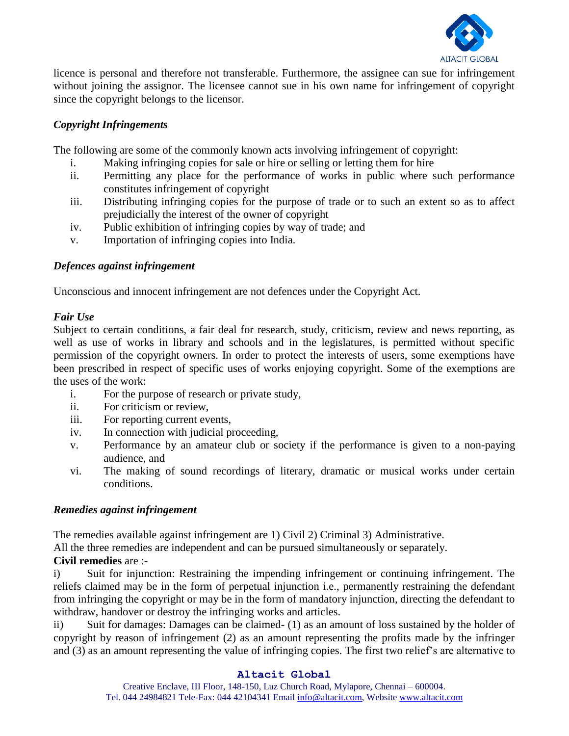licence is personal and therefore not transferable. Furthermore, the assignee can sue for infringement without joining the assignor. The licensee cannot sue in his own name for infringement of copyright since the copyright belongs to the licensor.

### *Copyright Infringements*

The following are some of the commonly known acts involving infringement of copyright:

i. Making infringing copies for sale or hire or selling or letting them for hire
ii. Permitting any place for the performance of works in public where such performance constitutes infringement of copyright
iii. Distributing infringing copies for the purpose of trade or to such an extent so as to affect prejudicially the interest of the owner of copyright
iv. Public exhibition of infringing copies by way of trade; and
v. Importation of infringing copies into India.

### *Defences against infringement*

Unconscious and innocent infringement are not defences under the Copyright Act.

### *Fair Use*

Subject to certain conditions, a fair deal for research, study, criticism, review and news reporting, as well as use of works in library and schools and in the legislatures, is permitted without specific permission of the copyright owners. In order to protect the interests of users, some exemptions have been prescribed in respect of specific uses of works enjoying copyright. Some of the exemptions are the uses of the work:

i. For the purpose of research or private study,
ii. For criticism or review,
iii. For reporting current events,
iv. In connection with judicial proceeding,
v. Performance by an amateur club or society if the performance is given to a non-paying audience, and
vi. The making of sound recordings of literary, dramatic or musical works under certain conditions.

### *Remedies against infringement*

The remedies available against infringement are 1) Civil 2) Criminal 3) Administrative.
All the three remedies are independent and can be pursued simultaneously or separately.

**Civil remedies** are :-

i) Suit for injunction: Restraining the impending infringement or continuing infringement. The reliefs claimed may be in the form of perpetual injunction i.e., permanently restraining the defendant from infringing the copyright or may be in the form of mandatory injunction, directing the defendant to withdraw, handover or destroy the infringing works and articles.

ii) Suit for damages: Damages can be claimed- (1) as an amount of loss sustained by the holder of copyright by reason of infringement (2) as an amount representing the profits made by the infringer and (3) as an amount representing the value of infringing copies. The first two relief's are alternative to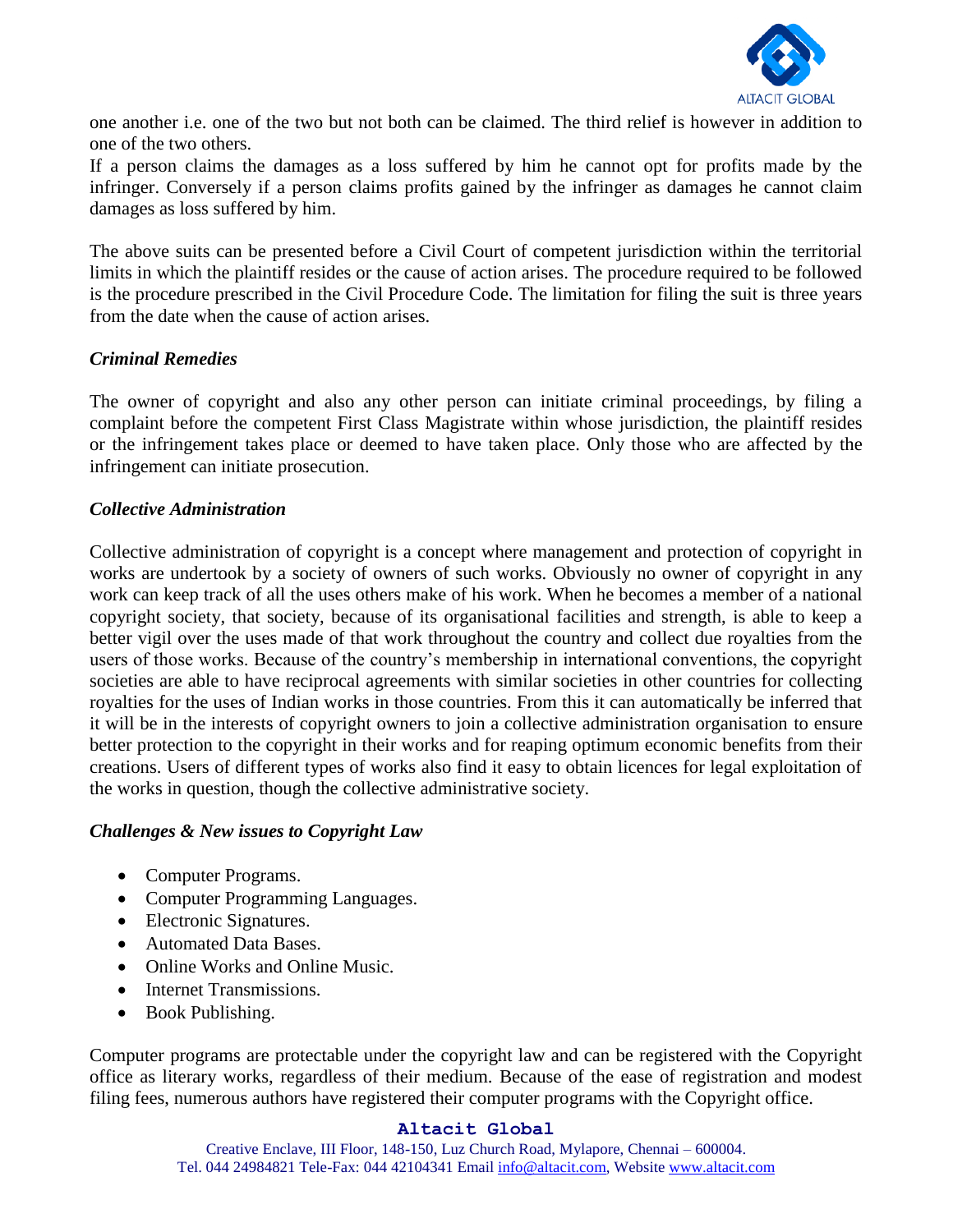one another i.e. one of the two but not both can be claimed. The third relief is however in addition to one of the two others.
If a person claims the damages as a loss suffered by him he cannot opt for profits made by the infringer. Conversely if a person claims profits gained by the infringer as damages he cannot claim damages as loss suffered by him.

The above suits can be presented before a Civil Court of competent jurisdiction within the territorial limits in which the plaintiff resides or the cause of action arises. The procedure required to be followed is the procedure prescribed in the Civil Procedure Code. The limitation for filing the suit is three years from the date when the cause of action arises.

### *Criminal Remedies*

The owner of copyright and also any other person can initiate criminal proceedings, by filing a complaint before the competent First Class Magistrate within whose jurisdiction, the plaintiff resides or the infringement takes place or deemed to have taken place. Only those who are affected by the infringement can initiate prosecution.

### *Collective Administration*

Collective administration of copyright is a concept where management and protection of copyright in works are undertook by a society of owners of such works. Obviously no owner of copyright in any work can keep track of all the uses others make of his work. When he becomes a member of a national copyright society, that society, because of its organisational facilities and strength, is able to keep a better vigil over the uses made of that work throughout the country and collect due royalties from the users of those works. Because of the country's membership in international conventions, the copyright societies are able to have reciprocal agreements with similar societies in other countries for collecting royalties for the uses of Indian works in those countries. From this it can automatically be inferred that it will be in the interests of copyright owners to join a collective administration organisation to ensure better protection to the copyright in their works and for reaping optimum economic benefits from their creations. Users of different types of works also find it easy to obtain licences for legal exploitation of the works in question, though the collective administrative society.

### *Challenges & New issues to Copyright Law*

- Computer Programs.
- Computer Programming Languages.
- Electronic Signatures.
- Automated Data Bases.
- Online Works and Online Music.
- Internet Transmissions.
- Book Publishing.

Computer programs are protectable under the copyright law and can be registered with the Copyright office as literary works, regardless of their medium. Because of the ease of registration and modest filing fees, numerous authors have registered their computer programs with the Copyright office.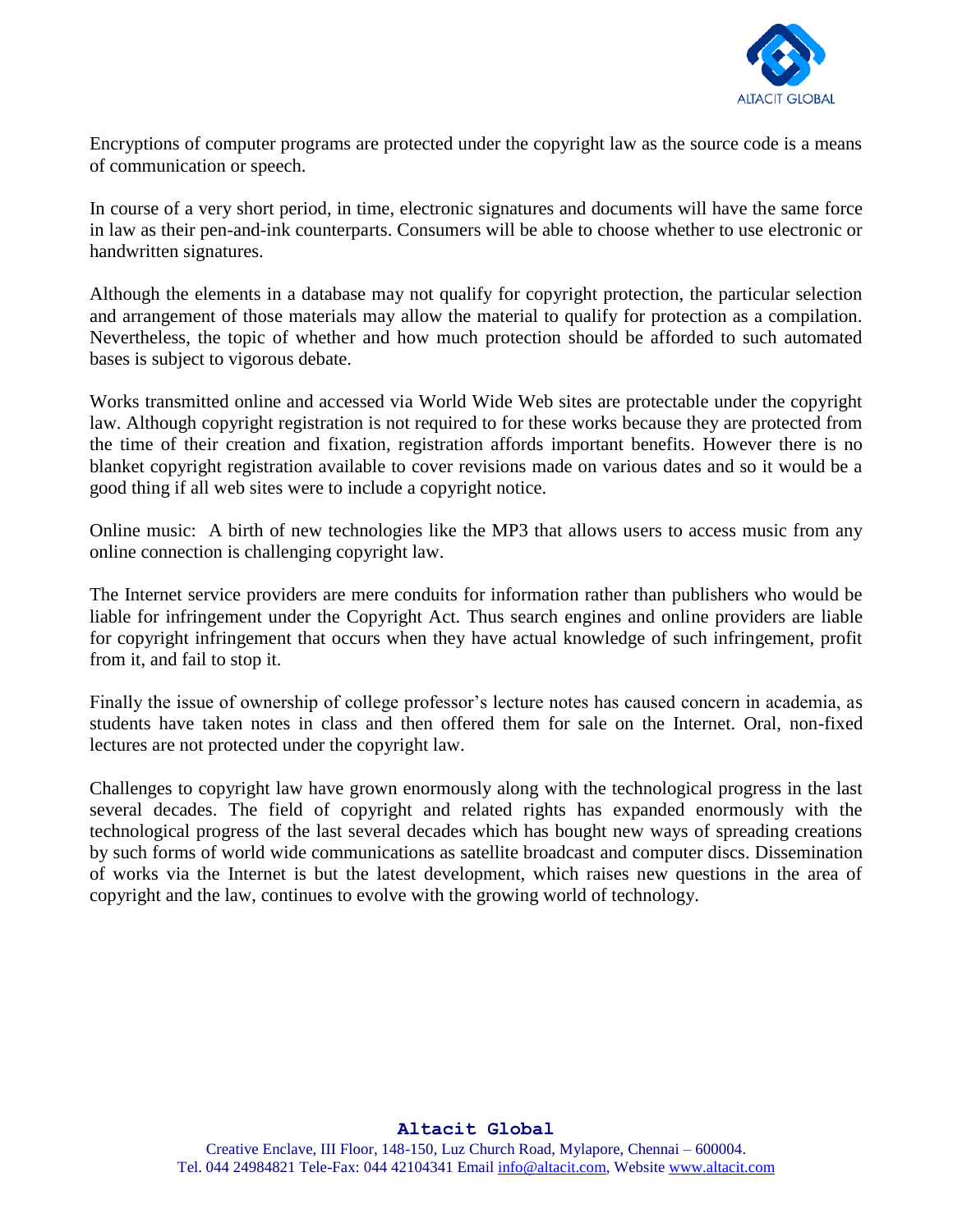Encryptions of computer programs are protected under the copyright law as the source code is a means of communication or speech.

In course of a very short period, in time, electronic signatures and documents will have the same force in law as their pen-and-ink counterparts. Consumers will be able to choose whether to use electronic or handwritten signatures.

Although the elements in a database may not qualify for copyright protection, the particular selection and arrangement of those materials may allow the material to qualify for protection as a compilation. Nevertheless, the topic of whether and how much protection should be afforded to such automated bases is subject to vigorous debate.

Works transmitted online and accessed via World Wide Web sites are protectable under the copyright law. Although copyright registration is not required to for these works because they are protected from the time of their creation and fixation, registration affords important benefits. However there is no blanket copyright registration available to cover revisions made on various dates and so it would be a good thing if all web sites were to include a copyright notice.

Online music: A birth of new technologies like the MP3 that allows users to access music from any online connection is challenging copyright law.

The Internet service providers are mere conduits for information rather than publishers who would be liable for infringement under the Copyright Act. Thus search engines and online providers are liable for copyright infringement that occurs when they have actual knowledge of such infringement, profit from it, and fail to stop it.

Finally the issue of ownership of college professor's lecture notes has caused concern in academia, as students have taken notes in class and then offered them for sale on the Internet. Oral, non-fixed lectures are not protected under the copyright law.

Challenges to copyright law have grown enormously along with the technological progress in the last several decades. The field of copyright and related rights has expanded enormously with the technological progress of the last several decades which has bought new ways of spreading creations by such forms of world wide communications as satellite broadcast and computer discs. Dissemination of works via the Internet is but the latest development, which raises new questions in the area of copyright and the law, continues to evolve with the growing world of technology.